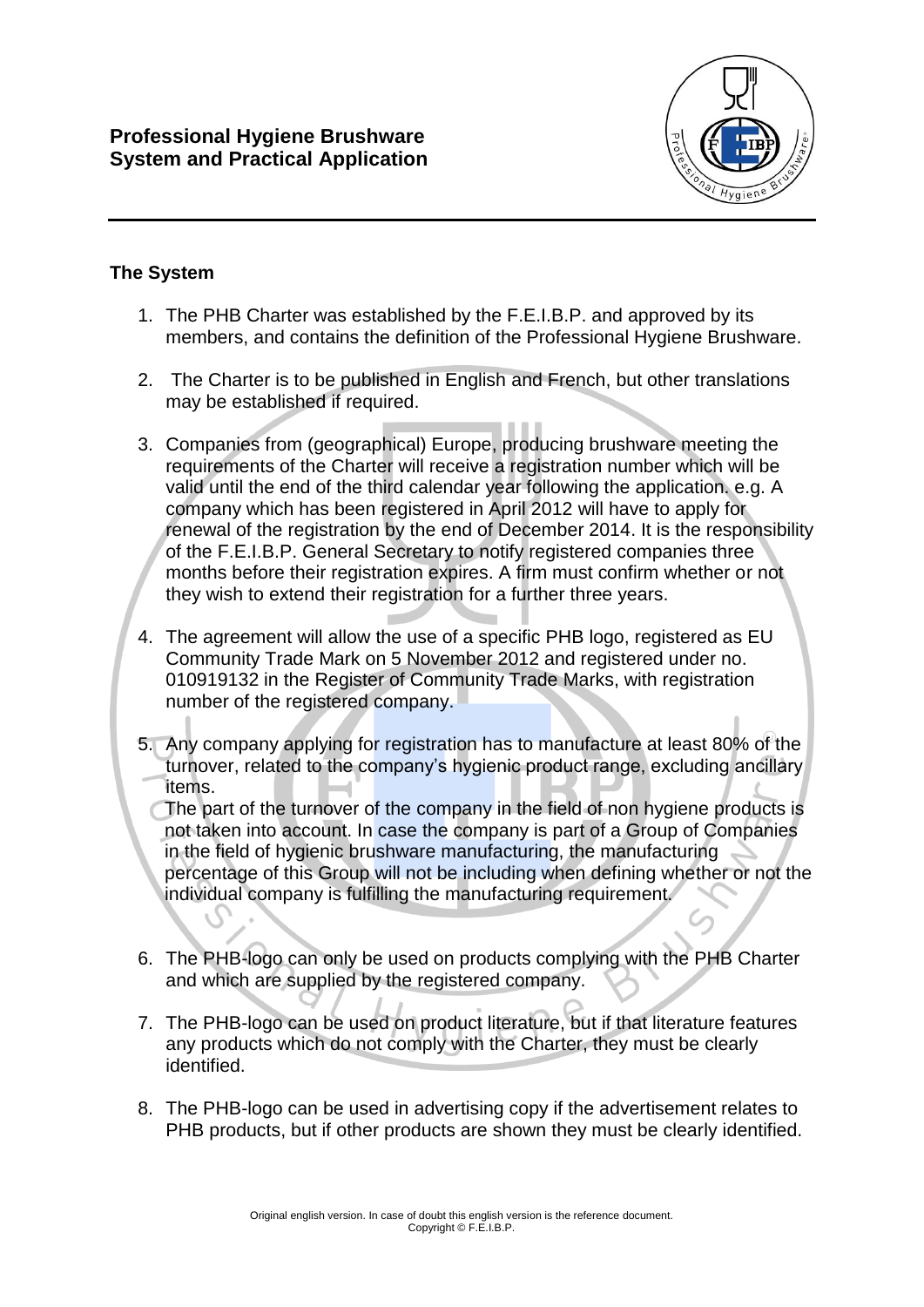**Professional Hygiene Brushware**
**System and Practical Application**

## The System

1. The PHB Charter was established by the F.E.I.B.P. and approved by its members, and contains the definition of the Professional Hygiene Brushware.

2. The Charter is to be published in English and French, but other translations may be established if required.

3. Companies from (geographical) Europe, producing brushware meeting the requirements of the Charter will receive a registration number which will be valid until the end of the third calendar year following the application. e.g. A company which has been registered in April 2012 will have to apply for renewal of the registration by the end of December 2014. It is the responsibility of the F.E.I.B.P. General Secretary to notify registered companies three months before their registration expires. A firm must confirm whether or not they wish to extend their registration for a further three years.

4. The agreement will allow the use of a specific PHB logo, registered as EU Community Trade Mark on 5 November 2012 and registered under no. 010919132 in the Register of Community Trade Marks, with registration number of the registered company.

5. Any company applying for registration has to manufacture at least 80% of the turnover, related to the company's hygienic product range, excluding ancillary items.
   The part of the turnover of the company in the field of non hygiene products is not taken into account. In case the company is part of a Group of Companies in the field of hygienic brushware manufacturing, the manufacturing percentage of this Group will not be including when defining whether or not the individual company is fulfilling the manufacturing requirement.

6. The PHB-logo can only be used on products complying with the PHB Charter and which are supplied by the registered company.

7. The PHB-logo can be used on product literature, but if that literature features any products which do not comply with the Charter, they must be clearly identified.

8. The PHB-logo can be used in advertising copy if the advertisement relates to PHB products, but if other products are shown they must be clearly identified.

Original english version. In case of doubt this english version is the reference document.
Copyright © F.E.I.B.P.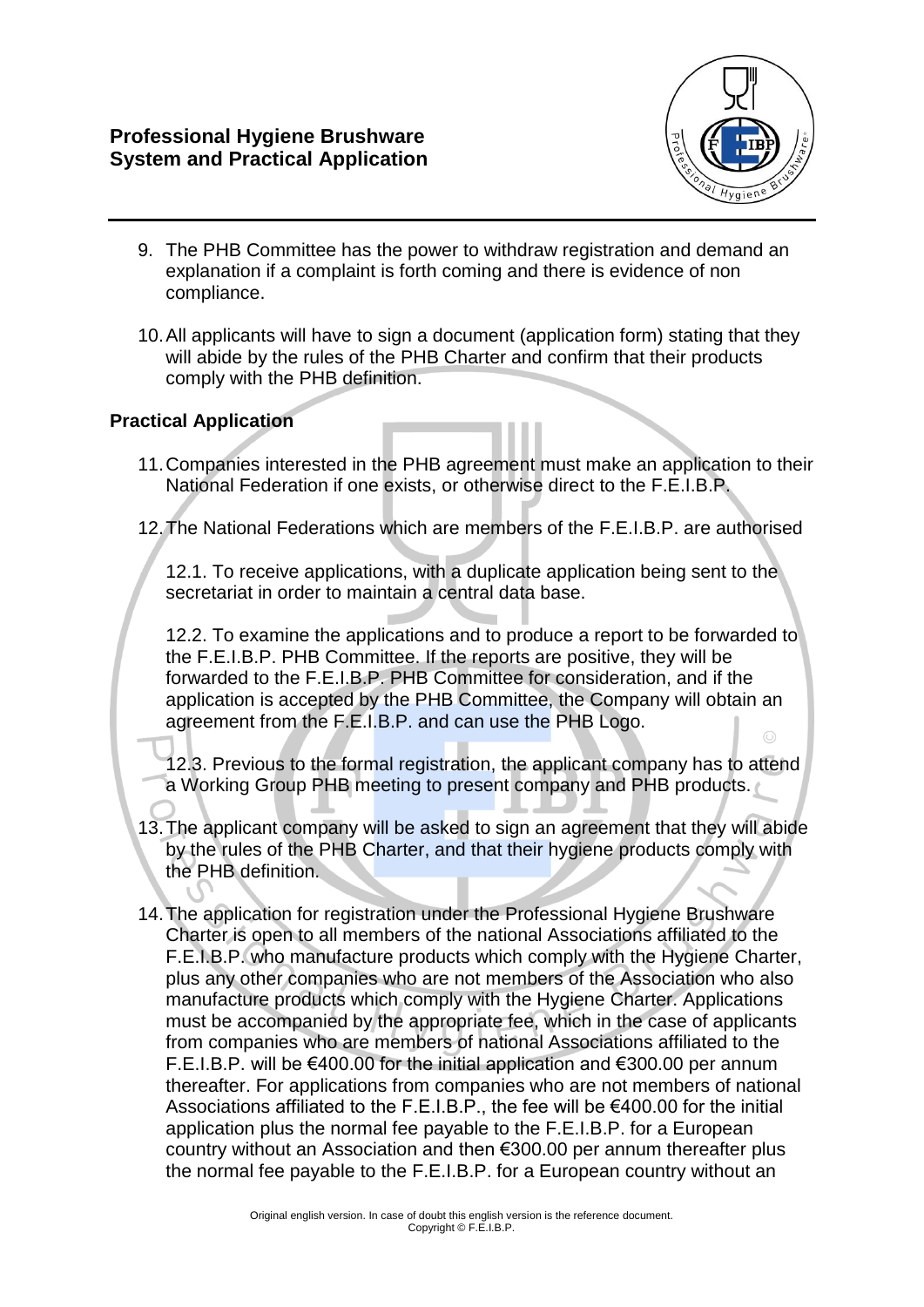9. The PHB Committee has the power to withdraw registration and demand an explanation if a complaint is forth coming and there is evidence of non compliance.

10. All applicants will have to sign a document (application form) stating that they will abide by the rules of the PHB Charter and confirm that their products comply with the PHB definition.

## Practical Application

11. Companies interested in the PHB agreement must make an application to their National Federation if one exists, or otherwise direct to the F.E.I.B.P.

12. The National Federations which are members of the F.E.I.B.P. are authorised

    12.1. To receive applications, with a duplicate application being sent to the secretariat in order to maintain a central data base.

    12.2. To examine the applications and to produce a report to be forwarded to the F.E.I.B.P. PHB Committee. If the reports are positive, they will be forwarded to the F.E.I.B.P. PHB Committee for consideration, and if the application is accepted by the PHB Committee, the Company will obtain an agreement from the F.E.I.B.P. and can use the PHB Logo.

    12.3. Previous to the formal registration, the applicant company has to attend a Working Group PHB meeting to present company and PHB products.

13. The applicant company will be asked to sign an agreement that they will abide by the rules of the PHB Charter, and that their hygiene products comply with the PHB definition.

14. The application for registration under the Professional Hygiene Brushware Charter is open to all members of the national Associations affiliated to the F.E.I.B.P. who manufacture products which comply with the Hygiene Charter, plus any other companies who are not members of the Association who also manufacture products which comply with the Hygiene Charter. Applications must be accompanied by the appropriate fee, which in the case of applicants from companies who are members of national Associations affiliated to the F.E.I.B.P. will be €400.00 for the initial application and €300.00 per annum thereafter. For applications from companies who are not members of national Associations affiliated to the F.E.I.B.P., the fee will be €400.00 for the initial application plus the normal fee payable to the F.E.I.B.P. for a European country without an Association and then €300.00 per annum thereafter plus the normal fee payable to the F.E.I.B.P. for a European country without an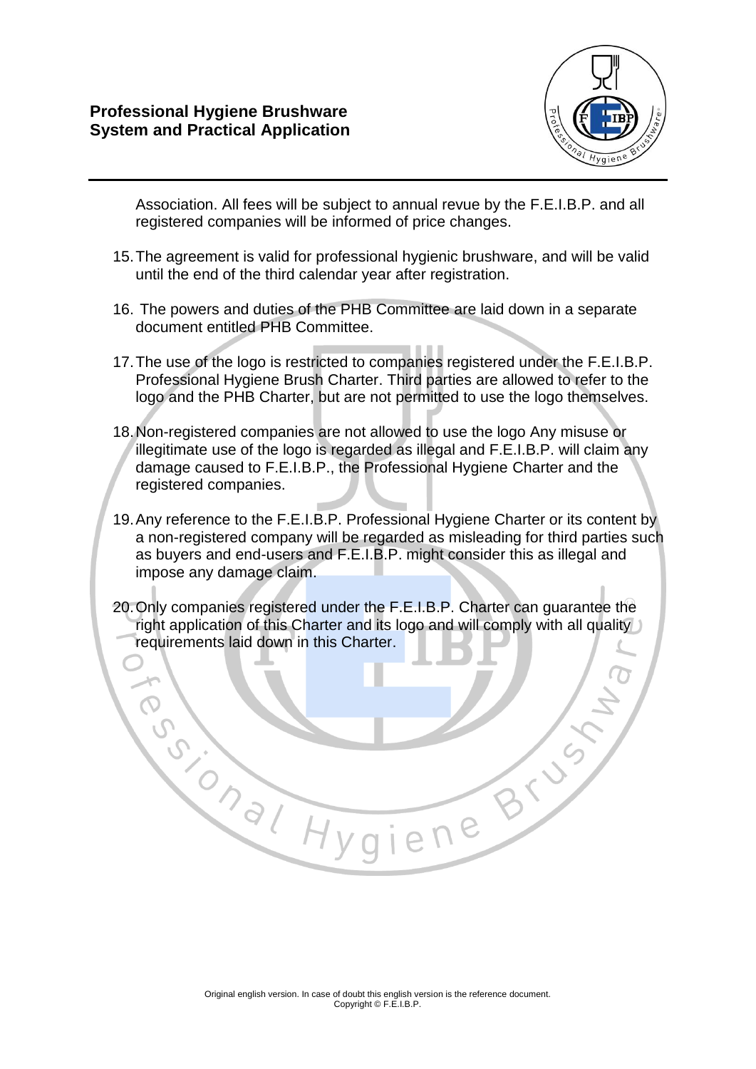Association. All fees will be subject to annual revue by the F.E.I.B.P. and all registered companies will be informed of price changes.

15. The agreement is valid for professional hygienic brushware, and will be valid until the end of the third calendar year after registration.

16. The powers and duties of the PHB Committee are laid down in a separate document entitled PHB Committee.

17. The use of the logo is restricted to companies registered under the F.E.I.B.P. Professional Hygiene Brush Charter. Third parties are allowed to refer to the logo and the PHB Charter, but are not permitted to use the logo themselves.

18. Non-registered companies are not allowed to use the logo Any misuse or illegitimate use of the logo is regarded as illegal and F.E.I.B.P. will claim any damage caused to F.E.I.B.P., the Professional Hygiene Charter and the registered companies.

19. Any reference to the F.E.I.B.P. Professional Hygiene Charter or its content by a non-registered company will be regarded as misleading for third parties such as buyers and end-users and F.E.I.B.P. might consider this as illegal and impose any damage claim.

20. Only companies registered under the F.E.I.B.P. Charter can guarantee the right application of this Charter and its logo and will comply with all quality requirements laid down in this Charter.